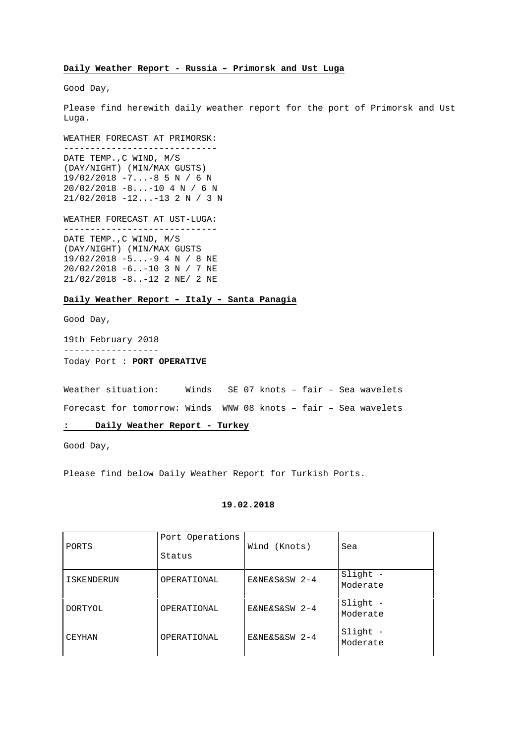**Daily Weather Report - Russia – Primorsk and Ust Luga**

Good Day,

Please find herewith daily weather report for the port of Primorsk and Ust Luga.

WEATHER FORECAST AT PRIMORSK:
-----------------------------
DATE TEMP.,C WIND, M/S
(DAY/NIGHT) (MIN/MAX GUSTS)
19/02/2018 -7...-8 5 N / 6 N
20/02/2018 -8...-10 4 N / 6 N
21/02/2018 -12...-13 2 N / 3 N

WEATHER FORECAST AT UST-LUGA:
-----------------------------
DATE TEMP.,C WIND, M/S
(DAY/NIGHT) (MIN/MAX GUSTS
19/02/2018 -5...-9 4 N / 8 NE
20/02/2018 -6..-10 3 N / 7 NE
21/02/2018 -8..-12 2 NE/ 2 NE

**Daily Weather Report – Italy – Santa Panagia**

Good Day,

19th February 2018
------------------
Today Port : **PORT OPERATIVE**

Weather situation: Winds SE 07 knots – fair – Sea wavelets

Forecast for tomorrow: Winds WNW 08 knots – fair – Sea wavelets

**: Daily Weather Report - Turkey**

Good Day,

Please find below Daily Weather Report for Turkish Ports.

**19.02.2018**

| PORTS | Port Operations Status | Wind (Knots) | Sea |
|---|---|---|---|
| ISKENDERUN | OPERATIONAL | E&NE&S&SW 2-4 | Slight - Moderate |
| DORTYOL | OPERATIONAL | E&NE&S&SW 2-4 | Slight - Moderate |
| CEYHAN | OPERATIONAL | E&NE&S&SW 2-4 | Slight - Moderate |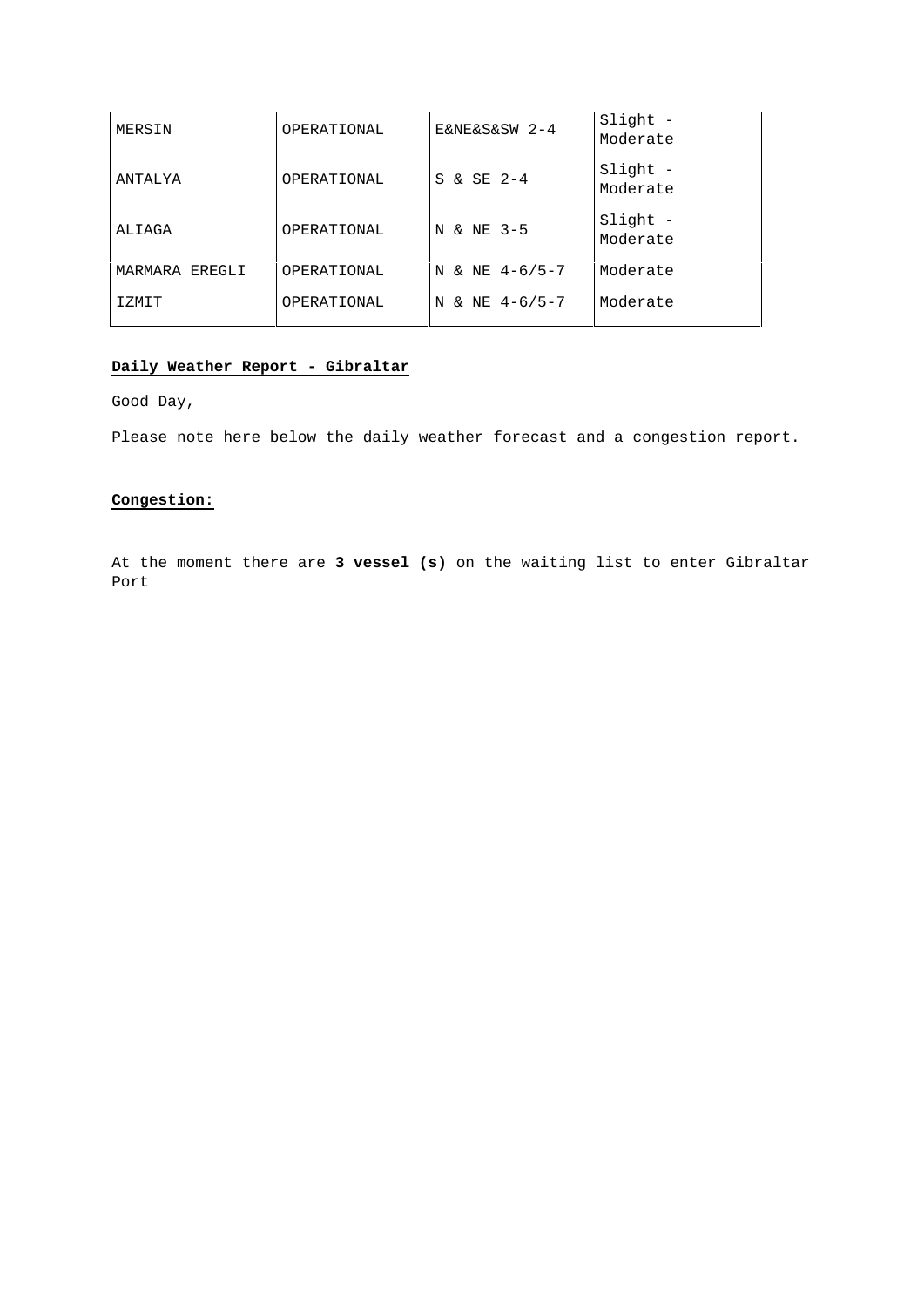| | | | |
|---|---|---|---|
| MERSIN | OPERATIONAL | E&NE&S&SW 2-4 | Slight - Moderate |
| ANTALYA | OPERATIONAL | S & SE 2-4 | Slight - Moderate |
| ALIAGA | OPERATIONAL | N & NE 3-5 | Slight - Moderate |
| MARMARA EREGLI | OPERATIONAL | N & NE 4-6/5-7 | Moderate |
| IZMIT | OPERATIONAL | N & NE 4-6/5-7 | Moderate |

**Daily Weather Report - Gibraltar**

Good Day,

Please note here below the daily weather forecast and a congestion report.

**Congestion:**

At the moment there are **3 vessel (s)** on the waiting list to enter Gibraltar Port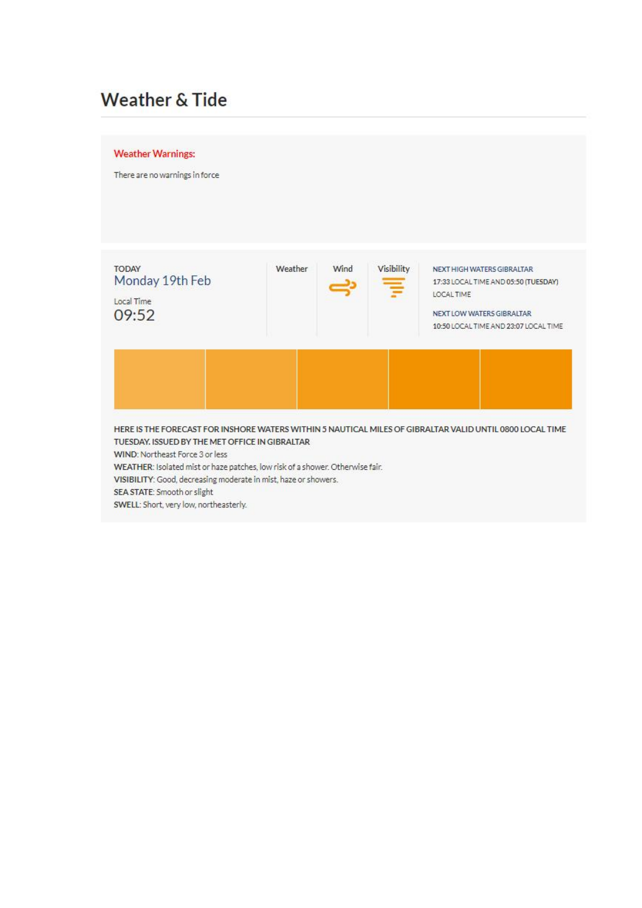# Weather & Tide

**Weather Warnings:**

There are no warnings in force

TODAY
Monday 19th Feb

Local Time
09:52

Weather

Wind

Visibility

NEXT HIGH WATERS GIBRALTAR
17:33 LOCAL TIME AND 05:50 (TUESDAY) LOCAL TIME

NEXT LOW WATERS GIBRALTAR
10:50 LOCAL TIME AND 23:07 LOCAL TIME

**HERE IS THE FORECAST FOR INSHORE WATERS WITHIN 5 NAUTICAL MILES OF GIBRALTAR VALID UNTIL 0800 LOCAL TIME TUESDAY. ISSUED BY THE MET OFFICE IN GIBRALTAR**

**WIND**: Northeast Force 3 or less

**WEATHER**: Isolated mist or haze patches, low risk of a shower. Otherwise fair.

**VISIBILITY**: Good, decreasing moderate in mist, haze or showers.

**SEA STATE**: Smooth or slight

**SWELL**: Short, very low, northeasterly.